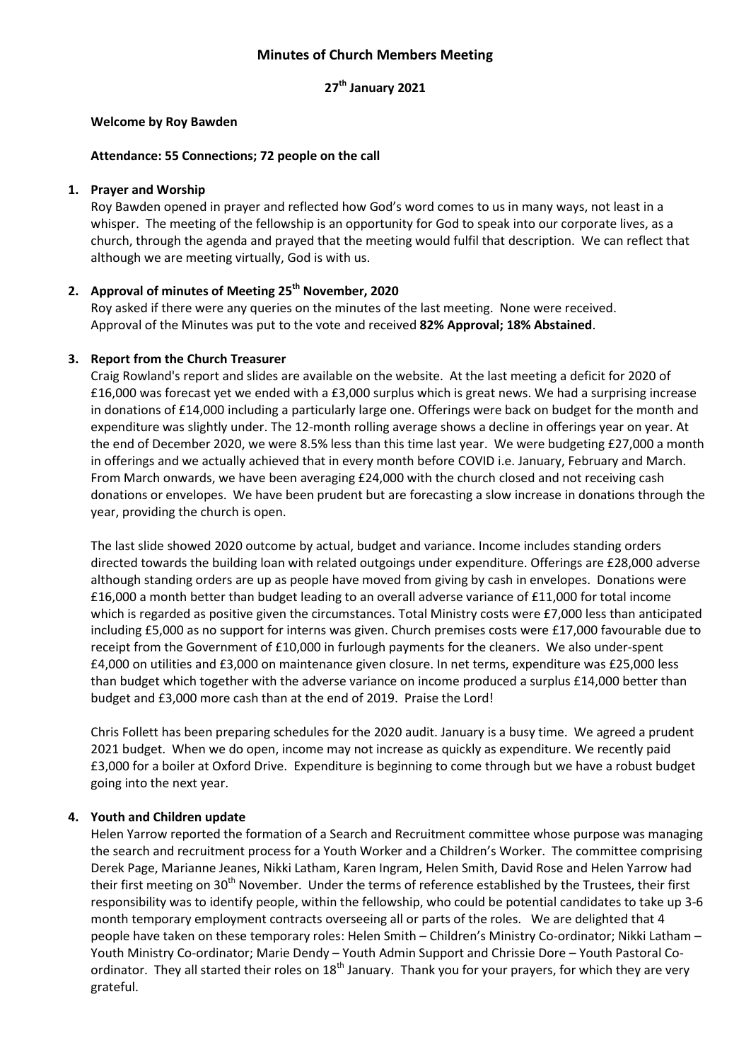# Minutes of Church Members Meeting

**27th January 2021**

**Welcome by Roy Bawden**

**Attendance: 55 Connections; 72 people on the call**

1. **Prayer and Worship**

   Roy Bawden opened in prayer and reflected how God's word comes to us in many ways, not least in a whisper. The meeting of the fellowship is an opportunity for God to speak into our corporate lives, as a church, through the agenda and prayed that the meeting would fulfil that description. We can reflect that although we are meeting virtually, God is with us.

2. **Approval of minutes of Meeting 25th November, 2020**

   Roy asked if there were any queries on the minutes of the last meeting. None were received. Approval of the Minutes was put to the vote and received **82% Approval; 18% Abstained**.

3. **Report from the Church Treasurer**

   Craig Rowland's report and slides are available on the website. At the last meeting a deficit for 2020 of £16,000 was forecast yet we ended with a £3,000 surplus which is great news. We had a surprising increase in donations of £14,000 including a particularly large one. Offerings were back on budget for the month and expenditure was slightly under. The 12-month rolling average shows a decline in offerings year on year. At the end of December 2020, we were 8.5% less than this time last year. We were budgeting £27,000 a month in offerings and we actually achieved that in every month before COVID i.e. January, February and March. From March onwards, we have been averaging £24,000 with the church closed and not receiving cash donations or envelopes. We have been prudent but are forecasting a slow increase in donations through the year, providing the church is open.

   The last slide showed 2020 outcome by actual, budget and variance. Income includes standing orders directed towards the building loan with related outgoings under expenditure. Offerings are £28,000 adverse although standing orders are up as people have moved from giving by cash in envelopes. Donations were £16,000 a month better than budget leading to an overall adverse variance of £11,000 for total income which is regarded as positive given the circumstances. Total Ministry costs were £7,000 less than anticipated including £5,000 as no support for interns was given. Church premises costs were £17,000 favourable due to receipt from the Government of £10,000 in furlough payments for the cleaners. We also under-spent £4,000 on utilities and £3,000 on maintenance given closure. In net terms, expenditure was £25,000 less than budget which together with the adverse variance on income produced a surplus £14,000 better than budget and £3,000 more cash than at the end of 2019. Praise the Lord!

   Chris Follett has been preparing schedules for the 2020 audit. January is a busy time. We agreed a prudent 2021 budget. When we do open, income may not increase as quickly as expenditure. We recently paid £3,000 for a boiler at Oxford Drive. Expenditure is beginning to come through but we have a robust budget going into the next year.

4. **Youth and Children update**

   Helen Yarrow reported the formation of a Search and Recruitment committee whose purpose was managing the search and recruitment process for a Youth Worker and a Children's Worker. The committee comprising Derek Page, Marianne Jeanes, Nikki Latham, Karen Ingram, Helen Smith, David Rose and Helen Yarrow had their first meeting on 30th November. Under the terms of reference established by the Trustees, their first responsibility was to identify people, within the fellowship, who could be potential candidates to take up 3-6 month temporary employment contracts overseeing all or parts of the roles. We are delighted that 4 people have taken on these temporary roles: Helen Smith – Children's Ministry Co-ordinator; Nikki Latham – Youth Ministry Co-ordinator; Marie Dendy – Youth Admin Support and Chrissie Dore – Youth Pastoral Co-ordinator. They all started their roles on 18th January. Thank you for your prayers, for which they are very grateful.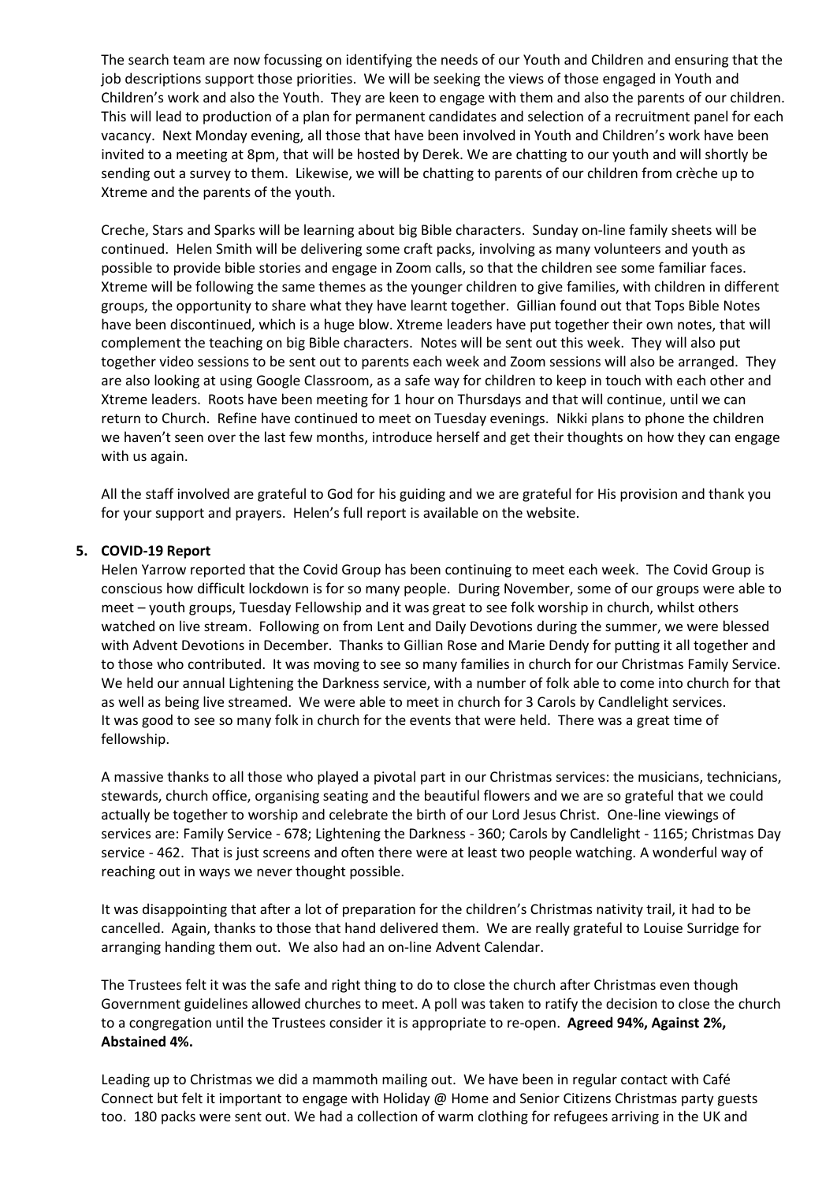The search team are now focussing on identifying the needs of our Youth and Children and ensuring that the job descriptions support those priorities. We will be seeking the views of those engaged in Youth and Children's work and also the Youth. They are keen to engage with them and also the parents of our children. This will lead to production of a plan for permanent candidates and selection of a recruitment panel for each vacancy. Next Monday evening, all those that have been involved in Youth and Children's work have been invited to a meeting at 8pm, that will be hosted by Derek. We are chatting to our youth and will shortly be sending out a survey to them. Likewise, we will be chatting to parents of our children from crèche up to Xtreme and the parents of the youth.

Creche, Stars and Sparks will be learning about big Bible characters. Sunday on-line family sheets will be continued. Helen Smith will be delivering some craft packs, involving as many volunteers and youth as possible to provide bible stories and engage in Zoom calls, so that the children see some familiar faces. Xtreme will be following the same themes as the younger children to give families, with children in different groups, the opportunity to share what they have learnt together. Gillian found out that Tops Bible Notes have been discontinued, which is a huge blow. Xtreme leaders have put together their own notes, that will complement the teaching on big Bible characters. Notes will be sent out this week. They will also put together video sessions to be sent out to parents each week and Zoom sessions will also be arranged. They are also looking at using Google Classroom, as a safe way for children to keep in touch with each other and Xtreme leaders. Roots have been meeting for 1 hour on Thursdays and that will continue, until we can return to Church. Refine have continued to meet on Tuesday evenings. Nikki plans to phone the children we haven't seen over the last few months, introduce herself and get their thoughts on how they can engage with us again.

All the staff involved are grateful to God for his guiding and we are grateful for His provision and thank you for your support and prayers. Helen's full report is available on the website.

**5. COVID-19 Report**

Helen Yarrow reported that the Covid Group has been continuing to meet each week. The Covid Group is conscious how difficult lockdown is for so many people. During November, some of our groups were able to meet – youth groups, Tuesday Fellowship and it was great to see folk worship in church, whilst others watched on live stream. Following on from Lent and Daily Devotions during the summer, we were blessed with Advent Devotions in December. Thanks to Gillian Rose and Marie Dendy for putting it all together and to those who contributed. It was moving to see so many families in church for our Christmas Family Service. We held our annual Lightening the Darkness service, with a number of folk able to come into church for that as well as being live streamed. We were able to meet in church for 3 Carols by Candlelight services. It was good to see so many folk in church for the events that were held. There was a great time of fellowship.

A massive thanks to all those who played a pivotal part in our Christmas services: the musicians, technicians, stewards, church office, organising seating and the beautiful flowers and we are so grateful that we could actually be together to worship and celebrate the birth of our Lord Jesus Christ. One-line viewings of services are: Family Service - 678; Lightening the Darkness - 360; Carols by Candlelight - 1165; Christmas Day service - 462. That is just screens and often there were at least two people watching. A wonderful way of reaching out in ways we never thought possible.

It was disappointing that after a lot of preparation for the children's Christmas nativity trail, it had to be cancelled. Again, thanks to those that hand delivered them. We are really grateful to Louise Surridge for arranging handing them out. We also had an on-line Advent Calendar.

The Trustees felt it was the safe and right thing to do to close the church after Christmas even though Government guidelines allowed churches to meet. A poll was taken to ratify the decision to close the church to a congregation until the Trustees consider it is appropriate to re-open. **Agreed 94%, Against 2%, Abstained 4%.**

Leading up to Christmas we did a mammoth mailing out. We have been in regular contact with Café Connect but felt it important to engage with Holiday @ Home and Senior Citizens Christmas party guests too. 180 packs were sent out. We had a collection of warm clothing for refugees arriving in the UK and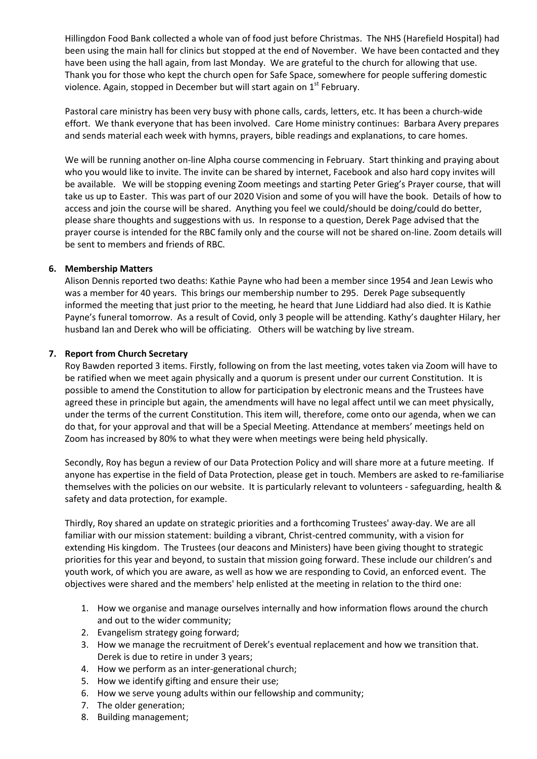Hillingdon Food Bank collected a whole van of food just before Christmas. The NHS (Harefield Hospital) had been using the main hall for clinics but stopped at the end of November. We have been contacted and they have been using the hall again, from last Monday. We are grateful to the church for allowing that use. Thank you for those who kept the church open for Safe Space, somewhere for people suffering domestic violence. Again, stopped in December but will start again on 1st February.

Pastoral care ministry has been very busy with phone calls, cards, letters, etc. It has been a church-wide effort. We thank everyone that has been involved. Care Home ministry continues: Barbara Avery prepares and sends material each week with hymns, prayers, bible readings and explanations, to care homes.

We will be running another on-line Alpha course commencing in February. Start thinking and praying about who you would like to invite. The invite can be shared by internet, Facebook and also hard copy invites will be available. We will be stopping evening Zoom meetings and starting Peter Grieg's Prayer course, that will take us up to Easter. This was part of our 2020 Vision and some of you will have the book. Details of how to access and join the course will be shared. Anything you feel we could/should be doing/could do better, please share thoughts and suggestions with us. In response to a question, Derek Page advised that the prayer course is intended for the RBC family only and the course will not be shared on-line. Zoom details will be sent to members and friends of RBC.

**6. Membership Matters**

Alison Dennis reported two deaths: Kathie Payne who had been a member since 1954 and Jean Lewis who was a member for 40 years. This brings our membership number to 295. Derek Page subsequently informed the meeting that just prior to the meeting, he heard that June Liddiard had also died. It is Kathie Payne's funeral tomorrow. As a result of Covid, only 3 people will be attending. Kathy's daughter Hilary, her husband Ian and Derek who will be officiating. Others will be watching by live stream.

**7. Report from Church Secretary**

Roy Bawden reported 3 items. Firstly, following on from the last meeting, votes taken via Zoom will have to be ratified when we meet again physically and a quorum is present under our current Constitution. It is possible to amend the Constitution to allow for participation by electronic means and the Trustees have agreed these in principle but again, the amendments will have no legal affect until we can meet physically, under the terms of the current Constitution. This item will, therefore, come onto our agenda, when we can do that, for your approval and that will be a Special Meeting. Attendance at members' meetings held on Zoom has increased by 80% to what they were when meetings were being held physically.

Secondly, Roy has begun a review of our Data Protection Policy and will share more at a future meeting. If anyone has expertise in the field of Data Protection, please get in touch. Members are asked to re-familiarise themselves with the policies on our website. It is particularly relevant to volunteers - safeguarding, health & safety and data protection, for example.

Thirdly, Roy shared an update on strategic priorities and a forthcoming Trustees' away-day. We are all familiar with our mission statement: building a vibrant, Christ-centred community, with a vision for extending His kingdom. The Trustees (our deacons and Ministers) have been giving thought to strategic priorities for this year and beyond, to sustain that mission going forward. These include our children's and youth work, of which you are aware, as well as how we are responding to Covid, an enforced event. The objectives were shared and the members' help enlisted at the meeting in relation to the third one:

1. How we organise and manage ourselves internally and how information flows around the church and out to the wider community;
2. Evangelism strategy going forward;
3. How we manage the recruitment of Derek's eventual replacement and how we transition that. Derek is due to retire in under 3 years;
4. How we perform as an inter-generational church;
5. How we identify gifting and ensure their use;
6. How we serve young adults within our fellowship and community;
7. The older generation;
8. Building management;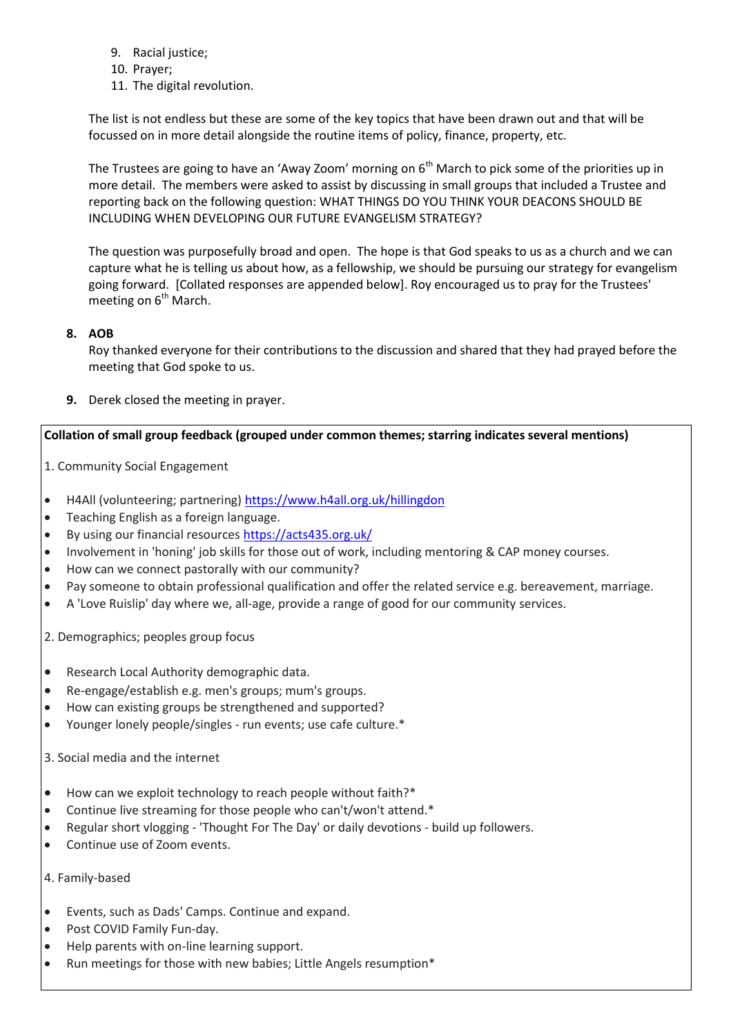9. Racial justice;
10. Prayer;
11. The digital revolution.

The list is not endless but these are some of the key topics that have been drawn out and that will be focussed on in more detail alongside the routine items of policy, finance, property, etc.

The Trustees are going to have an 'Away Zoom' morning on 6th March to pick some of the priorities up in more detail. The members were asked to assist by discussing in small groups that included a Trustee and reporting back on the following question: WHAT THINGS DO YOU THINK YOUR DEACONS SHOULD BE INCLUDING WHEN DEVELOPING OUR FUTURE EVANGELISM STRATEGY?

The question was purposefully broad and open. The hope is that God speaks to us as a church and we can capture what he is telling us about how, as a fellowship, we should be pursuing our strategy for evangelism going forward. [Collated responses are appended below]. Roy encouraged us to pray for the Trustees' meeting on 6th March.

**8. AOB**

Roy thanked everyone for their contributions to the discussion and shared that they had prayed before the meeting that God spoke to us.

**9.** Derek closed the meeting in prayer.

**Collation of small group feedback (grouped under common themes; starring indicates several mentions)**

1. Community Social Engagement

- H4All (volunteering; partnering) https://www.h4all.org.uk/hillingdon
- Teaching English as a foreign language.
- By using our financial resources https://acts435.org.uk/
- Involvement in 'honing' job skills for those out of work, including mentoring & CAP money courses.
- How can we connect pastorally with our community?
- Pay someone to obtain professional qualification and offer the related service e.g. bereavement, marriage.
- A 'Love Ruislip' day where we, all-age, provide a range of good for our community services.

2. Demographics; peoples group focus

- Research Local Authority demographic data.
- Re-engage/establish e.g. men's groups; mum's groups.
- How can existing groups be strengthened and supported?
- Younger lonely people/singles - run events; use cafe culture.*

3. Social media and the internet

- How can we exploit technology to reach people without faith?*
- Continue live streaming for those people who can't/won't attend.*
- Regular short vlogging - 'Thought For The Day' or daily devotions - build up followers.
- Continue use of Zoom events.

4. Family-based

- Events, such as Dads' Camps. Continue and expand.
- Post COVID Family Fun-day.
- Help parents with on-line learning support.
- Run meetings for those with new babies; Little Angels resumption*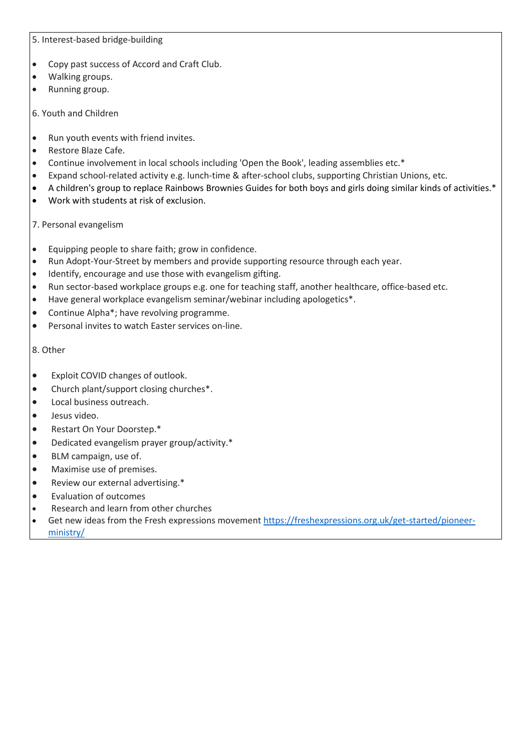5. Interest-based bridge-building

- Copy past success of Accord and Craft Club.
- Walking groups.
- Running group.

6. Youth and Children

- Run youth events with friend invites.
- Restore Blaze Cafe.
- Continue involvement in local schools including 'Open the Book', leading assemblies etc.*
- Expand school-related activity e.g. lunch-time & after-school clubs, supporting Christian Unions, etc.
- A children's group to replace Rainbows Brownies Guides for both boys and girls doing similar kinds of activities.*
- Work with students at risk of exclusion.

7. Personal evangelism

- Equipping people to share faith; grow in confidence.
- Run Adopt-Your-Street by members and provide supporting resource through each year.
- Identify, encourage and use those with evangelism gifting.
- Run sector-based workplace groups e.g. one for teaching staff, another healthcare, office-based etc.
- Have general workplace evangelism seminar/webinar including apologetics*.
- Continue Alpha*; have revolving programme.
- Personal invites to watch Easter services on-line.

8. Other

- Exploit COVID changes of outlook.
- Church plant/support closing churches*.
- Local business outreach.
- Jesus video.
- Restart On Your Doorstep.*
- Dedicated evangelism prayer group/activity.*
- BLM campaign, use of.
- Maximise use of premises.
- Review our external advertising.*
- Evaluation of outcomes
- Research and learn from other churches
- Get new ideas from the Fresh expressions movement https://freshexpressions.org.uk/get-started/pioneer-ministry/